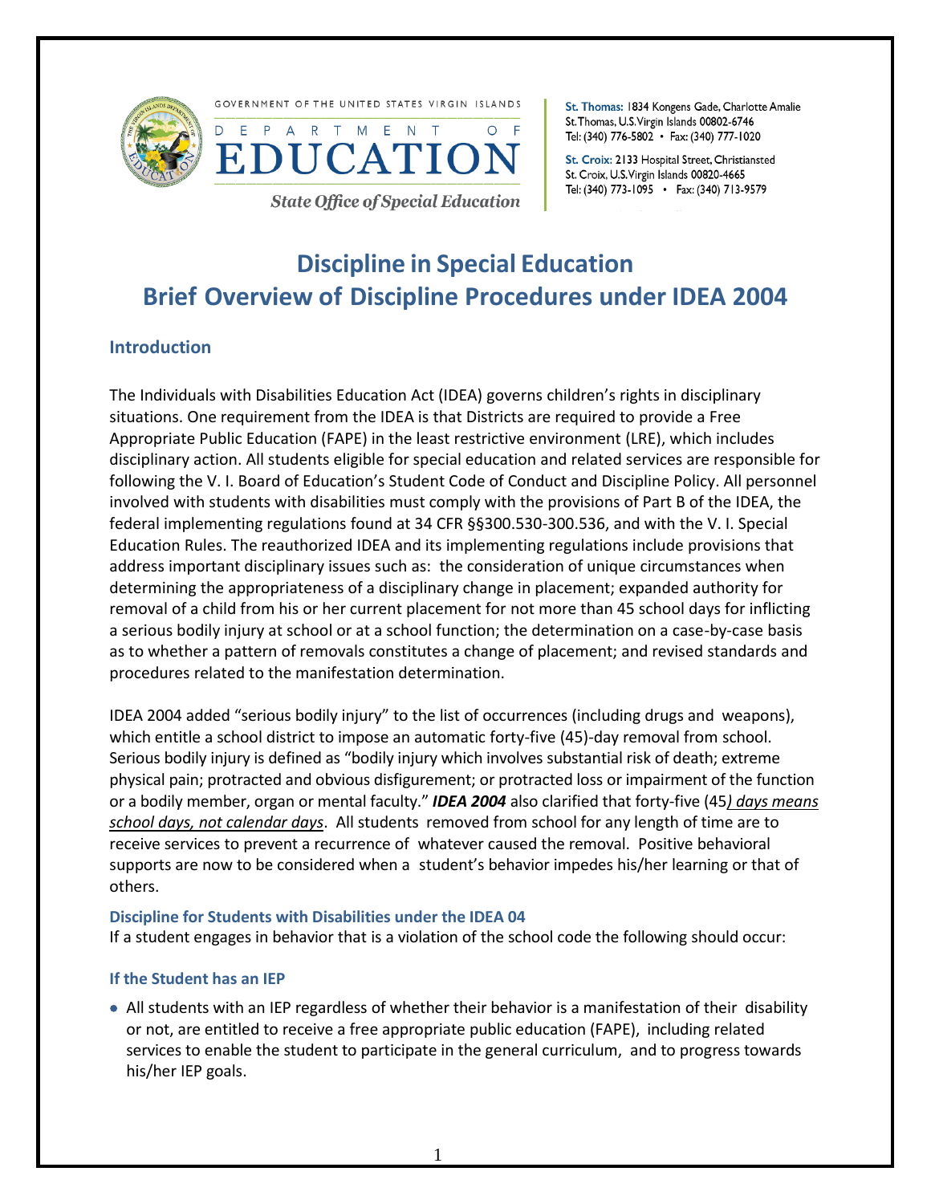GOVERNMENT OF THE UNITED STATES VIRGIN ISLANDS

DEPARTMENT OF

EDUCATION

*State Office of Special Education*

St. Thomas: 1834 Kongens Gade, Charlotte Amalie
St. Thomas, U.S. Virgin Islands 00802-6746
Tel: (340) 776-5802 • Fax: (340) 777-1020

St. Croix: 2133 Hospital Street, Christiansted
St. Croix, U.S. Virgin Islands 00820-4665
Tel: (340) 773-1095 • Fax: (340) 713-9579

# Discipline in Special Education
# Brief Overview of Discipline Procedures under IDEA 2004

## Introduction

The Individuals with Disabilities Education Act (IDEA) governs children's rights in disciplinary situations. One requirement from the IDEA is that Districts are required to provide a Free Appropriate Public Education (FAPE) in the least restrictive environment (LRE), which includes disciplinary action. All students eligible for special education and related services are responsible for following the V. I. Board of Education's Student Code of Conduct and Discipline Policy. All personnel involved with students with disabilities must comply with the provisions of Part B of the IDEA, the federal implementing regulations found at 34 CFR §§300.530-300.536, and with the V. I. Special Education Rules. The reauthorized IDEA and its implementing regulations include provisions that address important disciplinary issues such as: the consideration of unique circumstances when determining the appropriateness of a disciplinary change in placement; expanded authority for removal of a child from his or her current placement for not more than 45 school days for inflicting a serious bodily injury at school or at a school function; the determination on a case-by-case basis as to whether a pattern of removals constitutes a change of placement; and revised standards and procedures related to the manifestation determination.

IDEA 2004 added "serious bodily injury" to the list of occurrences (including drugs and weapons), which entitle a school district to impose an automatic forty-five (45)-day removal from school. Serious bodily injury is defined as "bodily injury which involves substantial risk of death; extreme physical pain; protracted and obvious disfigurement; or protracted loss or impairment of the function or a bodily member, organ or mental faculty." ***IDEA 2004*** also clarified that forty-five (45*) days means school days, not calendar days*. All students removed from school for any length of time are to receive services to prevent a recurrence of whatever caused the removal. Positive behavioral supports are now to be considered when a student's behavior impedes his/her learning or that of others.

### Discipline for Students with Disabilities under the IDEA 04

If a student engages in behavior that is a violation of the school code the following should occur:

### If the Student has an IEP

- All students with an IEP regardless of whether their behavior is a manifestation of their disability or not, are entitled to receive a free appropriate public education (FAPE), including related services to enable the student to participate in the general curriculum, and to progress towards his/her IEP goals.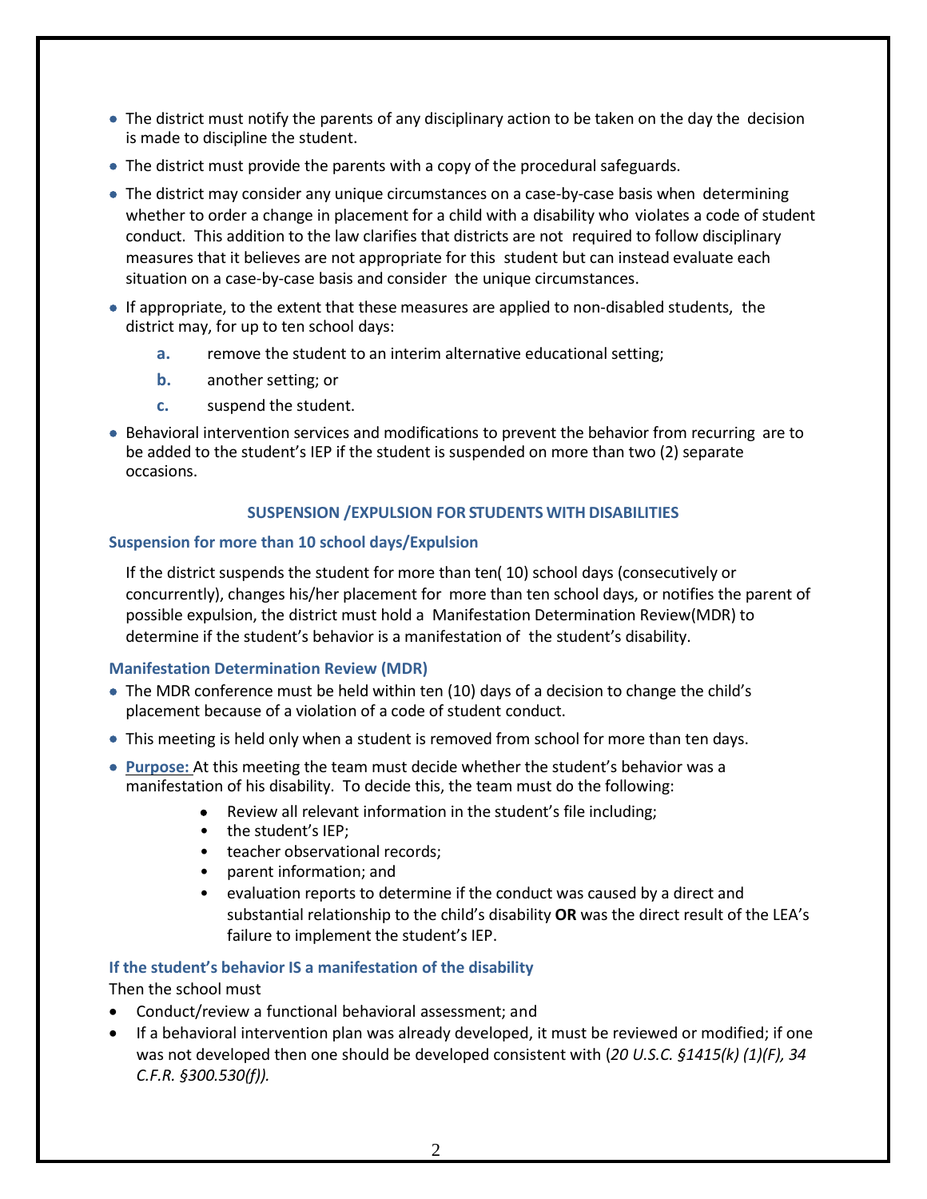- The district must notify the parents of any disciplinary action to be taken on the day the decision is made to discipline the student.
- The district must provide the parents with a copy of the procedural safeguards.
- The district may consider any unique circumstances on a case-by-case basis when determining whether to order a change in placement for a child with a disability who violates a code of student conduct. This addition to the law clarifies that districts are not required to follow disciplinary measures that it believes are not appropriate for this student but can instead evaluate each situation on a case-by-case basis and consider the unique circumstances.
- If appropriate, to the extent that these measures are applied to non-disabled students, the district may, for up to ten school days:
  - **a.** remove the student to an interim alternative educational setting;
  - **b.** another setting; or
  - **c.** suspend the student.
- Behavioral intervention services and modifications to prevent the behavior from recurring are to be added to the student's IEP if the student is suspended on more than two (2) separate occasions.

## SUSPENSION /EXPULSION FOR STUDENTS WITH DISABILITIES

### Suspension for more than 10 school days/Expulsion

If the district suspends the student for more than ten( 10) school days (consecutively or concurrently), changes his/her placement for more than ten school days, or notifies the parent of possible expulsion, the district must hold a Manifestation Determination Review(MDR) to determine if the student's behavior is a manifestation of the student's disability.

### Manifestation Determination Review (MDR)

- The MDR conference must be held within ten (10) days of a decision to change the child's placement because of a violation of a code of student conduct.
- This meeting is held only when a student is removed from school for more than ten days.
- **Purpose:** At this meeting the team must decide whether the student's behavior was a manifestation of his disability. To decide this, the team must do the following:
  - Review all relevant information in the student's file including;
  - the student's IEP;
  - teacher observational records;
  - parent information; and
  - evaluation reports to determine if the conduct was caused by a direct and substantial relationship to the child's disability **OR** was the direct result of the LEA's failure to implement the student's IEP.

### If the student's behavior IS a manifestation of the disability

Then the school must

- Conduct/review a functional behavioral assessment; and
- If a behavioral intervention plan was already developed, it must be reviewed or modified; if one was not developed then one should be developed consistent with (*20 U.S.C. §1415(k) (1)(F), 34 C.F.R. §300.530(f)).*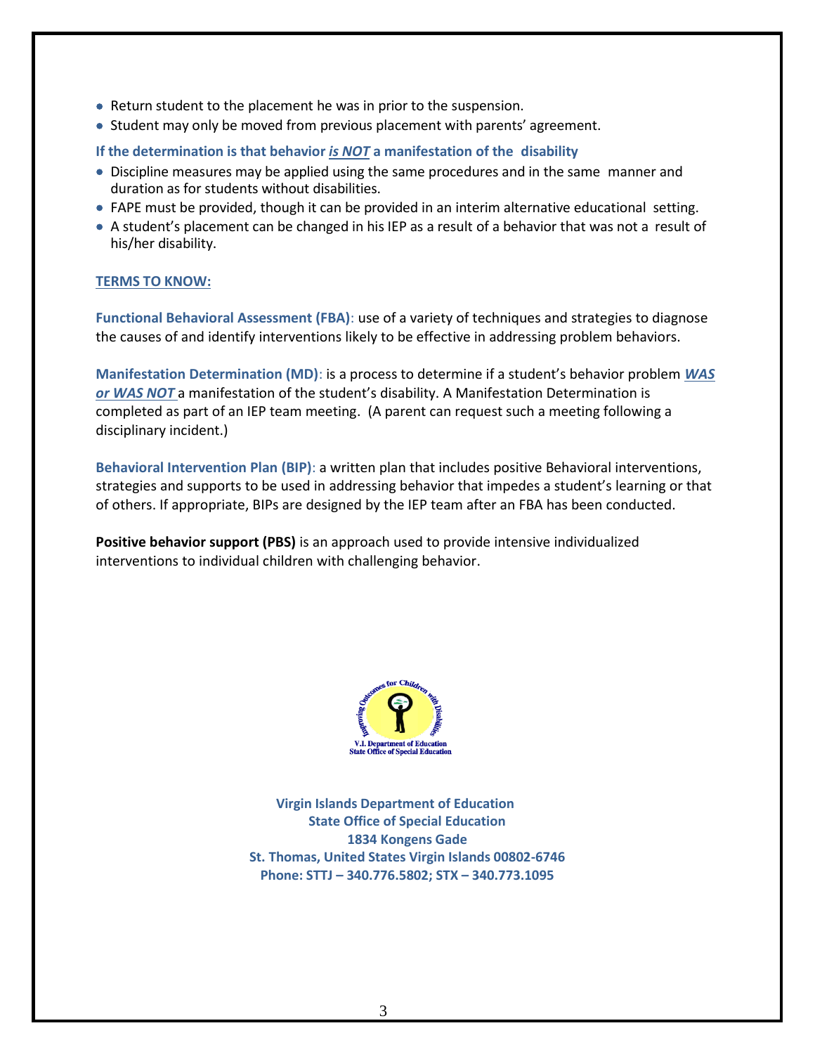- Return student to the placement he was in prior to the suspension.
- Student may only be moved from previous placement with parents' agreement.

**If the determination is that behavior *is NOT* a manifestation of the disability**

- Discipline measures may be applied using the same procedures and in the same manner and duration as for students without disabilities.
- FAPE must be provided, though it can be provided in an interim alternative educational setting.
- A student's placement can be changed in his IEP as a result of a behavior that was not a result of his/her disability.

**TERMS TO KNOW:**

**Functional Behavioral Assessment (FBA)**: use of a variety of techniques and strategies to diagnose the causes of and identify interventions likely to be effective in addressing problem behaviors.

**Manifestation Determination (MD)**: is a process to determine if a student's behavior problem ***WAS or WAS NOT*** a manifestation of the student's disability. A Manifestation Determination is completed as part of an IEP team meeting. (A parent can request such a meeting following a disciplinary incident.)

**Behavioral Intervention Plan (BIP)**: a written plan that includes positive Behavioral interventions, strategies and supports to be used in addressing behavior that impedes a student's learning or that of others. If appropriate, BIPs are designed by the IEP team after an FBA has been conducted.

**Positive behavior support (PBS)** is an approach used to provide intensive individualized interventions to individual children with challenging behavior.

Improving Outcomes for Children with Disabilities
V.I. Department of Education
State Office of Special Education

**Virgin Islands Department of Education**
**State Office of Special Education**
**1834 Kongens Gade**
**St. Thomas, United States Virgin Islands 00802-6746**
**Phone: STTJ – 340.776.5802; STX – 340.773.1095**